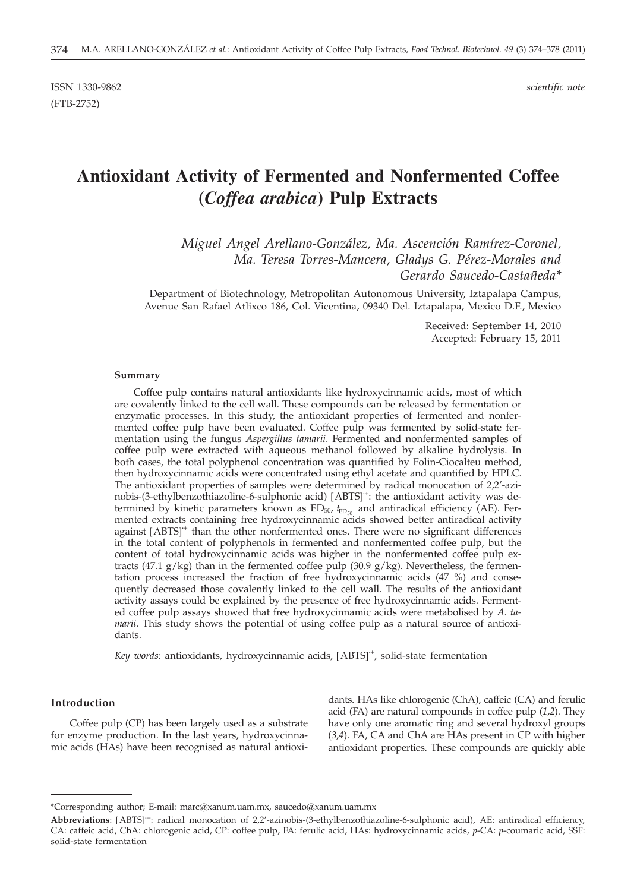ISSN 1330-9862 *scientific note*

(FTB-2752)

# Antioxidant Activity of Fermented and Nonfermented Coffee (*Coffea arabica*) Pulp Extracts

*Miguel Angel Arellano-González, Ma. Ascención Ramírez-Coronel, Ma. Teresa Torres-Mancera, Gladys G. Pérez-Morales and Gerardo Saucedo-Castañeda\**

Department of Biotechnology, Metropolitan Autonomous University, Iztapalapa Campus, Avenue San Rafael Atlixco 186, Col. Vicentina, 09340 Del. Iztapalapa, Mexico D.F., Mexico

Received: September 14, 2010
Accepted: February 15, 2011

## Summary

Coffee pulp contains natural antioxidants like hydroxycinnamic acids, most of which are covalently linked to the cell wall. These compounds can be released by fermentation or enzymatic processes. In this study, the antioxidant properties of fermented and nonfermented coffee pulp have been evaluated. Coffee pulp was fermented by solid-state fermentation using the fungus *Aspergillus tamarii*. Fermented and nonfermented samples of coffee pulp were extracted with aqueous methanol followed by alkaline hydrolysis. In both cases, the total polyphenol concentration was quantified by Folin-Ciocalteu method, then hydroxycinnamic acids were concentrated using ethyl acetate and quantified by HPLC. The antioxidant properties of samples were determined by radical monocation of 2,2'-azinobis-(3-ethylbenzothiazoline-6-sulphonic acid) $[ABTS]^{+}$: the antioxidant activity was determined by kinetic parameters known as $ED_{50}$, $t_{ED_{50}}$ and antiradical efficiency (AE). Fermented extracts containing free hydroxycinnamic acids showed better antiradical activity against $[ABTS]^{+}$ than the other nonfermented ones. There were no significant differences in the total content of polyphenols in fermented and nonfermented coffee pulp, but the content of total hydroxycinnamic acids was higher in the nonfermented coffee pulp extracts (47.1 g/kg) than in the fermented coffee pulp (30.9 g/kg). Nevertheless, the fermentation process increased the fraction of free hydroxycinnamic acids (47 %) and consequently decreased those covalently linked to the cell wall. The results of the antioxidant activity assays could be explained by the presence of free hydroxycinnamic acids. Fermented coffee pulp assays showed that free hydroxycinnamic acids were metabolised by *A. tamarii*. This study shows the potential of using coffee pulp as a natural source of antioxidants.

*Key words*: antioxidants, hydroxycinnamic acids, $[ABTS]^{+}$, solid-state fermentation

## Introduction

Coffee pulp (CP) has been largely used as a substrate for enzyme production. In the last years, hydroxycinnamic acids (HAs) have been recognised as natural antioxidants. HAs like chlorogenic (ChA), caffeic (CA) and ferulic acid (FA) are natural compounds in coffee pulp (*1,2*). They have only one aromatic ring and several hydroxyl groups (*3,4*). FA, CA and ChA are HAs present in CP with higher antioxidant properties. These compounds are quickly able

\*Corresponding author; E-mail: marc@xanum.uam.mx, saucedo@xanum.uam.mx

**Abbreviations**: $[ABTS]^{+}$: radical monocation of 2,2'-azinobis-(3-ethylbenzothiazoline-6-sulphonic acid), AE: antiradical efficiency, CA: caffeic acid, ChA: chlorogenic acid, CP: coffee pulp, FA: ferulic acid, HAs: hydroxycinnamic acids, *p*-CA: *p*-coumaric acid, SSF: solid-state fermentation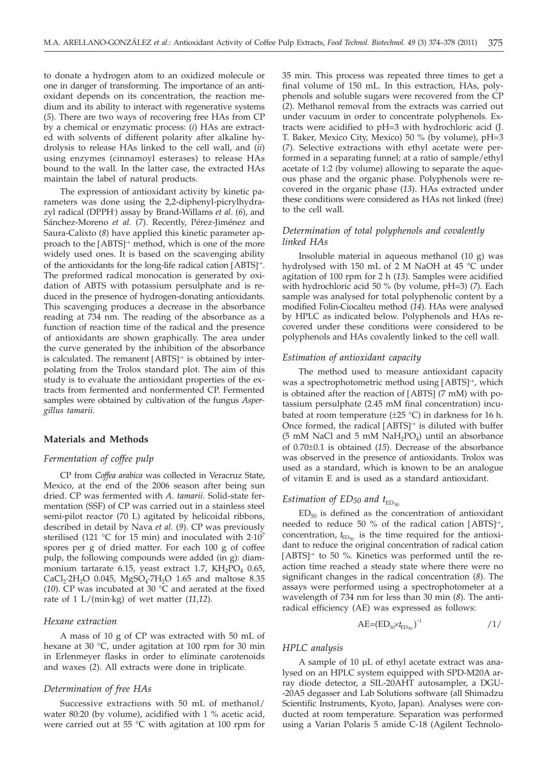to donate a hydrogen atom to an oxidized molecule or one in danger of transforming. The importance of an antioxidant depends on its concentration, the reaction medium and its ability to interact with regenerative systems (*5*). There are two ways of recovering free HAs from CP by a chemical or enzymatic process: (*i*) HAs are extracted with solvents of different polarity after alkaline hydrolysis to release HAs linked to the cell wall, and (*ii*) using enzymes (cinnamoyl esterases) to release HAs bound to the wall. In the latter case, the extracted HAs maintain the label of natural products.

The expression of antioxidant activity by kinetic parameters was done using the 2,2-diphenyl-picrylhydrazyl radical ($DPPH^{\cdot}$) assay by Brand-Willams *et al.* (*6*), and Sánchez-Moreno *et al.* (*7*). Recently, Pérez-Jiménez and Saura-Calixto (*8*) have applied this kinetic parameter approach to the $[ABTS]^{\cdot+}$ method, which is one of the more widely used ones. It is based on the scavenging ability of the antioxidants for the long-life radical cation $[ABTS]^{\cdot+}$. The preformed radical monocation is generated by oxidation of ABTS with potassium persulphate and is reduced in the presence of hydrogen-donating antioxidants. This scavenging produces a decrease in the absorbance reading at 734 nm. The reading of the absorbance as a function of reaction time of the radical and the presence of antioxidants are shown graphically. The area under the curve generated by the inhibition of the absorbance is calculated. The remanent $[ABTS]^{\cdot+}$ is obtained by interpolating from the Trolox standard plot. The aim of this study is to evaluate the antioxidant properties of the extracts from fermented and nonfermented CP. Fermented samples were obtained by cultivation of the fungus *Aspergillus tamarii.*

## Materials and Methods

### *Fermentation of coffee pulp*

CP from *Coffea arabica* was collected in Veracruz State, Mexico, at the end of the 2006 season after being sun dried. CP was fermented with *A. tamarii*. Solid-state fermentation (SSF) of CP was carried out in a stainless steel semi-pilot reactor (70 L) agitated by helicoidal ribbons, described in detail by Nava *et al.* (*9*). CP was previously sterilised (121 °C for 15 min) and inoculated with $2\cdot10^{7}$ spores per g of dried matter. For each 100 g of coffee pulp, the following compounds were added (in g): diammonium tartarate 6.15, yeast extract 1.7, $KH_2PO_4$ 0.65, $CaCl_2\cdot2H_2O$ 0.045, $MgSO_4\cdot7H_2O$ 1.65 and maltose 8.35 (*10*). CP was incubated at 30 °C and aerated at the fixed rate of 1 L/(min·kg) of wet matter (*11,12*).

### *Hexane extraction*

A mass of 10 g of CP was extracted with 50 mL of hexane at 30 °C, under agitation at 100 rpm for 30 min in Erlenmeyer flasks in order to eliminate carotenoids and waxes (*2*). All extracts were done in triplicate.

### *Determination of free HAs*

Successive extractions with 50 mL of methanol/water 80:20 (by volume), acidified with 1 % acetic acid, were carried out at 55 °C with agitation at 100 rpm for 35 min. This process was repeated three times to get a final volume of 150 mL. In this extraction, HAs, polyphenols and soluble sugars were recovered from the CP (*2*). Methanol removal from the extracts was carried out under vacuum in order to concentrate polyphenols. Extracts were acidified to pH=3 with hydrochloric acid (J. T. Baker, Mexico City, Mexico) 50 % (by volume), pH=3 (*7*). Selective extractions with ethyl acetate were performed in a separating funnel; at a ratio of sample/ethyl acetate of 1:2 (by volume) allowing to separate the aqueous phase and the organic phase. Polyphenols were recovered in the organic phase (*13*). HAs extracted under these conditions were considered as HAs not linked (free) to the cell wall.

### *Determination of total polyphenols and covalently linked HAs*

Insoluble material in aqueous methanol (10 g) was hydrolysed with 150 mL of 2 M NaOH at 45 °C under agitation of 100 rpm for 2 h (*13*). Samples were acidified with hydrochloric acid 50 % (by volume, pH=3) (*7*). Each sample was analysed for total polyphenolic content by a modified Folin-Ciocalteu method (*14*). HAs were analysed by HPLC as indicated below. Polyphenols and HAs recovered under these conditions were considered to be polyphenols and HAs covalently linked to the cell wall.

### *Estimation of antioxidant capacity*

The method used to measure antioxidant capacity was a spectrophotometric method using $[ABTS]^{\cdot+}$, which is obtained after the reaction of [ABTS] (7 mM) with potassium persulphate (2.45 mM final concentration) incubated at room temperature (±25 °C) in darkness for 16 h. Once formed, the radical $[ABTS]^{\cdot+}$ is diluted with buffer (5 mM NaCl and 5 mM $NaH_2PO_4$) until an absorbance of 0.70±0.1 is obtained (*15*). Decrease of the absorbance was observed in the presence of antioxidants. Trolox was used as a standard, which is known to be an analogue of vitamin E and is used as a standard antioxidant.

### *Estimation of $ED_{50}$ and $t_{ED_{50}}$*

$ED_{50}$ is defined as the concentration of antioxidant needed to reduce 50 % of the radical cation $[ABTS]^{\cdot+}$, concentration, $t_{ED_{50}}$ is the time required for the antioxidant to reduce the original concentration of radical cation $[ABTS]^{\cdot+}$ to 50 %. Kinetics was performed until the reaction time reached a steady state where there were no significant changes in the radical concentration (*8*). The assays were performed using a spectrophotometer at a wavelength of 734 nm for less than 30 min (*8*). The antiradical efficiency (AE) was expressed as follows:

$$AE=(ED_{50}\times t_{ED_{50}})^{-1} \qquad /1/$$

### *HPLC analysis*

A sample of 10 µL of ethyl acetate extract was analysed on an HPLC system equipped with SPD-M20A array diode detector, a SIL-20AHT autosampler, a DGU-20A5 degasser and Lab Solutions software (all Shimadzu Scientific Instruments, Kyoto, Japan). Analyses were conducted at room temperature. Separation was performed using a Varian Polaris 5 amide C-18 (Agilent Technolo-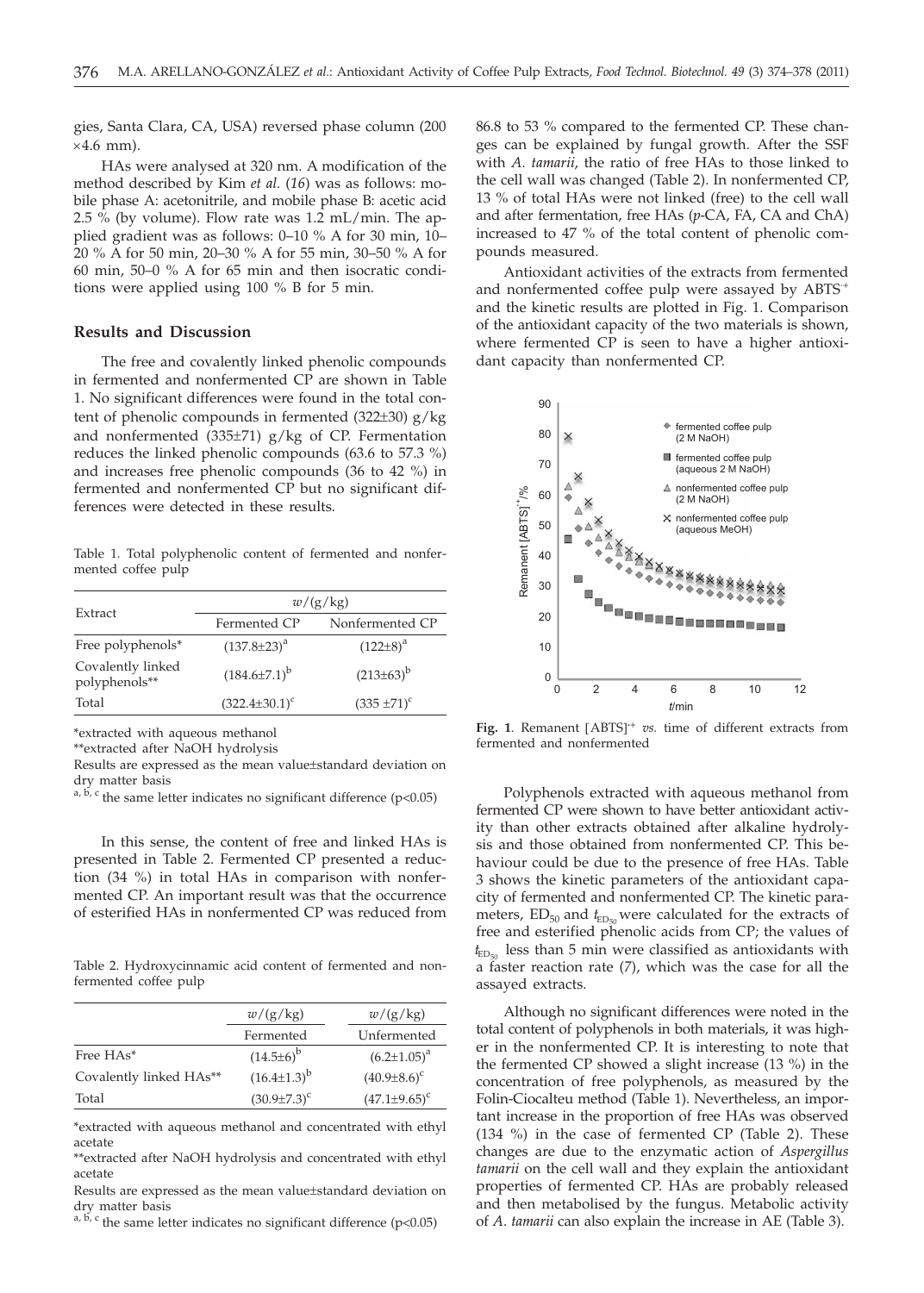gies, Santa Clara, CA, USA) reversed phase column (200 ×4.6 mm).

HAs were analysed at 320 nm. A modification of the method described by Kim *et al.* (*16*) was as follows: mobile phase A: acetonitrile, and mobile phase B: acetic acid 2.5 % (by volume). Flow rate was 1.2 mL/min. The applied gradient was as follows: 0–10 % A for 30 min, 10–20 % A for 50 min, 20–30 % A for 55 min, 30–50 % A for 60 min, 50–0 % A for 65 min and then isocratic conditions were applied using 100 % B for 5 min.

## Results and Discussion

The free and covalently linked phenolic compounds in fermented and nonfermented CP are shown in Table 1. No significant differences were found in the total content of phenolic compounds in fermented (322±30) g/kg and nonfermented (335±71) g/kg of CP. Fermentation reduces the linked phenolic compounds (63.6 to 57.3 %) and increases free phenolic compounds (36 to 42 %) in fermented and nonfermented CP but no significant differences were detected in these results.

Table 1. Total polyphenolic content of fermented and nonfermented coffee pulp

| Extract | $w$/(g/kg) | |
|---|---|---|
| | Fermented CP | Nonfermented CP |
| Free polyphenols* | $(137.8\pm23)^a$ | $(122\pm8)^a$ |
| Covalently linked polyphenols** | $(184.6\pm7.1)^b$ | $(213\pm63)^b$ |
| Total | $(322.4\pm30.1)^c$ | $(335\pm71)^c$ |

*extracted with aqueous methanol

**extracted after NaOH hydrolysis

Results are expressed as the mean value±standard deviation on dry matter basis

a, b, c the same letter indicates no significant difference ($p<0.05$)

In this sense, the content of free and linked HAs is presented in Table 2. Fermented CP presented a reduction (34 %) in total HAs in comparison with nonfermented CP. An important result was that the occurrence of esterified HAs in nonfermented CP was reduced from 86.8 to 53 % compared to the fermented CP. These changes can be explained by fungal growth. After the SSF with *A. tamarii*, the ratio of free HAs to those linked to the cell wall was changed (Table 2). In nonfermented CP, 13 % of total HAs were not linked (free) to the cell wall and after fermentation, free HAs (*p*-CA, FA, CA and ChA) increased to 47 % of the total content of phenolic compounds measured.

Table 2. Hydroxycinnamic acid content of fermented and nonfermented coffee pulp

| | $w$/(g/kg) | $w$/(g/kg) |
|---|---|---|
| | Fermented | Unfermented |
| Free HAs* | $(14.5\pm6)^b$ | $(6.2\pm1.05)^a$ |
| Covalently linked HAs** | $(16.4\pm1.3)^b$ | $(40.9\pm8.6)^c$ |
| Total | $(30.9\pm7.3)^c$ | $(47.1\pm9.65)^c$ |

*extracted with aqueous methanol and concentrated with ethyl acetate

**extracted after NaOH hydrolysis and concentrated with ethyl acetate

Results are expressed as the mean value±standard deviation on dry matter basis

a, b, c the same letter indicates no significant difference ($p<0.05$)

Antioxidant activities of the extracts from fermented and nonfermented coffee pulp were assayed by $ABTS^{\cdot+}$ and the kinetic results are plotted in Fig. 1. Comparison of the antioxidant capacity of the two materials is shown, where fermented CP is seen to have a higher antioxidant capacity than nonfermented CP.

**Fig. 1**. Remanent $[ABTS]^{\cdot+}$ *vs.* time of different extracts from fermented and nonfermented

Polyphenols extracted with aqueous methanol from fermented CP were shown to have better antioxidant activity than other extracts obtained after alkaline hydrolysis and those obtained from nonfermented CP. This behaviour could be due to the presence of free HAs. Table 3 shows the kinetic parameters of the antioxidant capacity of fermented and nonfermented CP. The kinetic parameters, $ED_{50}$ and $t_{ED_{50}}$ were calculated for the extracts of free and esterified phenolic acids from CP; the values of $t_{ED_{50}}$ less than 5 min were classified as antioxidants with a faster reaction rate (*7*), which was the case for all the assayed extracts.

Although no significant differences were noted in the total content of polyphenols in both materials, it was higher in the nonfermented CP. It is interesting to note that the fermented CP showed a slight increase (13 %) in the concentration of free polyphenols, as measured by the Folin-Ciocalteu method (Table 1). Nevertheless, an important increase in the proportion of free HAs was observed (134 %) in the case of fermented CP (Table 2). These changes are due to the enzymatic action of *Aspergillus tamarii* on the cell wall and they explain the antioxidant properties of fermented CP. HAs are probably released and then metabolised by the fungus. Metabolic activity of *A. tamarii* can also explain the increase in AE (Table 3).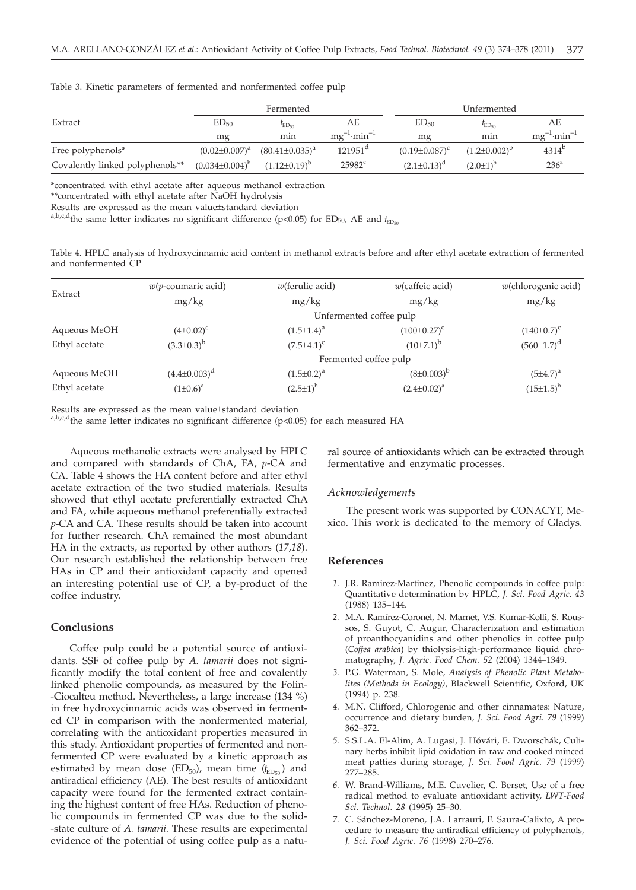Table 3. Kinetic parameters of fermented and nonfermented coffee pulp

| Extract | Fermented | | | Unfermented | | |
|---|---|---|---|---|---|---|
| | $ED_{50}$ | $t_{ED_{50}}$ | AE | $ED_{50}$ | $t_{ED_{50}}$ | AE |
| | mg | min | $mg^{-1}\cdot min^{-1}$ | mg | min | $mg^{-1}\cdot min^{-1}$ |
| Free polyphenols* | $(0.02\pm0.007)^{a}$ | $(80.41\pm0.035)^{a}$ | $121951^{d}$ | $(0.19\pm0.087)^{c}$ | $(1.2\pm0.002)^{b}$ | $4314^{b}$ |
| Covalently linked polyphenols** | $(0.034\pm0.004)^{b}$ | $(1.12\pm0.19)^{b}$ | $25982^{c}$ | $(2.1\pm0.13)^{d}$ | $(2.0\pm1)^{b}$ | $236^{a}$ |

*concentrated with ethyl acetate after aqueous methanol extraction

**concentrated with ethyl acetate after NaOH hydrolysis

Results are expressed as the mean value±standard deviation

a,b,c,d the same letter indicates no significant difference ($p<0.05$) for $ED_{50}$, AE and $t_{ED_{50}}$

Table 4. HPLC analysis of hydroxycinnamic acid content in methanol extracts before and after ethyl acetate extraction of fermented and nonfermented CP

| Extract | $w$(*p*-coumaric acid) | $w$(ferulic acid) | $w$(caffeic acid) | $w$(chlorogenic acid) |
|---|---|---|---|---|
| | mg/kg | mg/kg | mg/kg | mg/kg |
| | Unfermented coffee pulp | | | |
| Aqueous MeOH | $(4\pm0.02)^{c}$ | $(1.5\pm1.4)^{a}$ | $(100\pm0.27)^{c}$ | $(140\pm0.7)^{c}$ |
| Ethyl acetate | $(3.3\pm0.3)^{b}$ | $(7.5\pm4.1)^{c}$ | $(10\pm7.1)^{b}$ | $(560\pm1.7)^{d}$ |
| | Fermented coffee pulp | | | |
| Aqueous MeOH | $(4.4\pm0.003)^{d}$ | $(1.5\pm0.2)^{a}$ | $(8\pm0.003)^{b}$ | $(5\pm4.7)^{a}$ |
| Ethyl acetate | $(1\pm0.6)^{a}$ | $(2.5\pm1)^{b}$ | $(2.4\pm0.02)^{a}$ | $(15\pm1.5)^{b}$ |

Results are expressed as the mean value±standard deviation

a,b,c,d the same letter indicates no significant difference ($p<0.05$) for each measured HA

Aqueous methanolic extracts were analysed by HPLC and compared with standards of ChA, FA, *p*-CA and CA. Table 4 shows the HA content before and after ethyl acetate extraction of the two studied materials. Results showed that ethyl acetate preferentially extracted ChA and FA, while aqueous methanol preferentially extracted *p*-CA and CA. These results should be taken into account for further research. ChA remained the most abundant HA in the extracts, as reported by other authors (*17,18*). Our research established the relationship between free HAs in CP and their antioxidant capacity and opened an interesting potential use of CP, a by-product of the coffee industry.

## Conclusions

Coffee pulp could be a potential source of antioxidants. SSF of coffee pulp by *A. tamarii* does not significantly modify the total content of free and covalently linked phenolic compounds, as measured by the Folin-Ciocalteu method. Nevertheless, a large increase (134 %) in free hydroxycinnamic acids was observed in fermented CP in comparison with the nonfermented material, correlating with the antioxidant properties measured in this study. Antioxidant properties of fermented and nonfermented CP were evaluated by a kinetic approach as estimated by mean dose ($ED_{50}$), mean time ($t_{ED_{50}}$) and antiradical efficiency (AE). The best results of antioxidant capacity were found for the fermented extract containing the highest content of free HAs. Reduction of phenolic compounds in fermented CP was due to the solid-state culture of *A. tamarii*. These results are experimental evidence of the potential of using coffee pulp as a natural source of antioxidants which can be extracted through fermentative and enzymatic processes.

### Acknowledgements

The present work was supported by CONACYT, Mexico. This work is dedicated to the memory of Gladys.

## References

1. J.R. Ramirez-Martinez, Phenolic compounds in coffee pulp: Quantitative determination by HPLC, *J. Sci. Food Agric. 43* (1988) 135–144.
2. M.A. Ramírez-Coronel, N. Marnet, V.S. Kumar-Kolli, S. Roussos, S. Guyot, C. Augur, Characterization and estimation of proanthocyanidins and other phenolics in coffee pulp (*Coffea arabica*) by thiolysis-high-performance liquid chromatography, *J. Agric. Food Chem. 52* (2004) 1344–1349.
3. P.G. Waterman, S. Mole, *Analysis of Phenolic Plant Metabolites (Methods in Ecology)*, Blackwell Scientific, Oxford, UK (1994) p. 238.
4. M.N. Clifford, Chlorogenic and other cinnamates: Nature, occurrence and dietary burden, *J. Sci. Food Agri. 79* (1999) 362–372.
5. S.S.L.A. El-Alim, A. Lugasi, J. Hóvári, E. Dworschák, Culinary herbs inhibit lipid oxidation in raw and cooked minced meat patties during storage, *J. Sci. Food Agric. 79* (1999) 277–285.
6. W. Brand-Williams, M.E. Cuvelier, C. Berset, Use of a free radical method to evaluate antioxidant activity, *LWT-Food Sci. Technol. 28* (1995) 25–30.
7. C. Sánchez-Moreno, J.A. Larrauri, F. Saura-Calixto, A procedure to measure the antiradical efficiency of polyphenols, *J. Sci. Food Agric. 76* (1998) 270–276.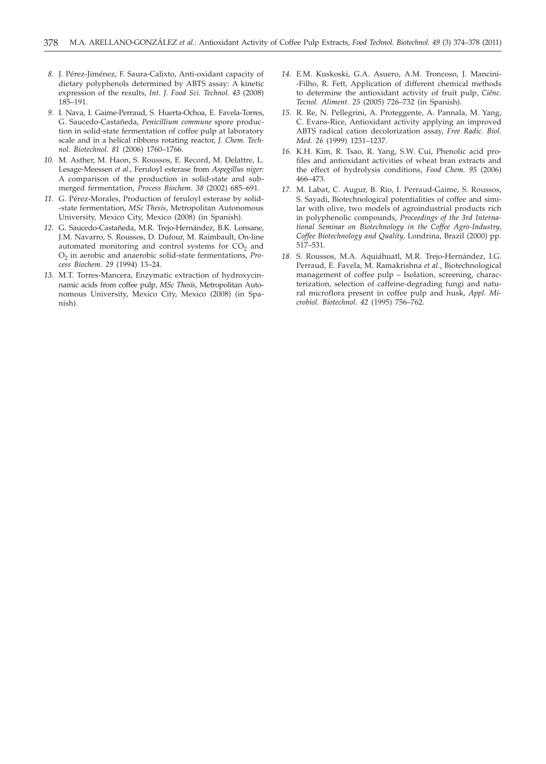8. J. Pérez-Jiménez, F. Saura-Calixto, Anti-oxidant capacity of dietary polyphenols determined by ABTS assay: A kinetic expression of the results, *Int. J. Food Sci. Technol. 43* (2008) 185–191.
9. I. Nava, I. Gaime-Perraud, S. Huerta-Ochoa, E. Favela-Torres, G. Saucedo-Castañeda, *Penicillium commune* spore production in solid-state fermentation of coffee pulp at laboratory scale and in a helical ribbons rotating reactor, *J. Chem. Technol. Biotechnol. 81* (2006) 1760–1766.
10. M. Asther, M. Haon, S. Roussos, E. Record, M. Delattre, L. Lesage-Meessen *et al.*, Feruloyl esterase from *Aspegillus niger:* A comparison of the production in solid-state and submerged fermentation, *Process Biochem. 38* (2002) 685–691.
11. G. Pérez-Morales, Production of feruloyl esterase by solid-state fermentation, *MSc Thesis*, Metropolitan Autonomous University, Mexico City, Mexico (2008) (in Spanish).
12. G. Saucedo-Castañeda, M.R. Trejo-Hernández, B.K. Lonsane, J.M. Navarro, S. Roussos, D. Dufour, M. Raimbault, On-line automated monitoring and control systems for $CO_2$ and $O_2$ in aerobic and anaerobic solid-state fermentations, *Process Biochem. 29* (1994) 13–24.
13. M.T. Torres-Mancera, Enzymatic extraction of hydroxycinnamic acids from coffee pulp, *MSc Thesis*, Metropolitan Autonomous University, Mexico City, Mexico (2008) (in Spanish).
14. E.M. Kuskoski, G.A. Asuero, A.M. Troncoso, J. Mancini-Filho, R. Fett, Application of different chemical methods to determine the antioxidant activity of fruit pulp, *Ciênc. Tecnol. Aliment. 25* (2005) 726–732 (in Spanish).
15. R. Re, N. Pellegrini, A. Proteggente, A. Pannala, M. Yang, C. Evans-Rice, Antioxidant activity applying an improved ABTS radical cation decolorization assay, *Free Radic. Biol. Med. 26* (1999) 1231–1237.
16. K.H. Kim, R. Tsao, R. Yang, S.W. Cui, Phenolic acid profiles and antioxidant activities of wheat bran extracts and the effect of hydrolysis conditions, *Food Chem. 95* (2006) 466–473.
17. M. Labat, C. Augur, B. Rio, I. Perraud-Gaime, S. Roussos, S. Sayadi, Biotechnological potentialities of coffee and similar with olive, two models of agroindustrial products rich in polyphenolic compounds, *Proceedings of the 3rd International Seminar on Biotechnology in the Coffee Agro-Industry, Coffee Biotechnology and Quality*, Londrina, Brazil (2000) pp. 517–531.
18. S. Roussos, M.A. Aquiáhuatl, M.R. Trejo-Hernández, I.G. Perraud, E. Favela, M. Ramakrishna *et al.*, Biotechnological management of coffee pulp – Isolation, screening, characterization, selection of caffeine-degrading fungi and natural microflora present in coffee pulp and husk, *Appl. Microbiol. Biotechnol. 42* (1995) 756–762.